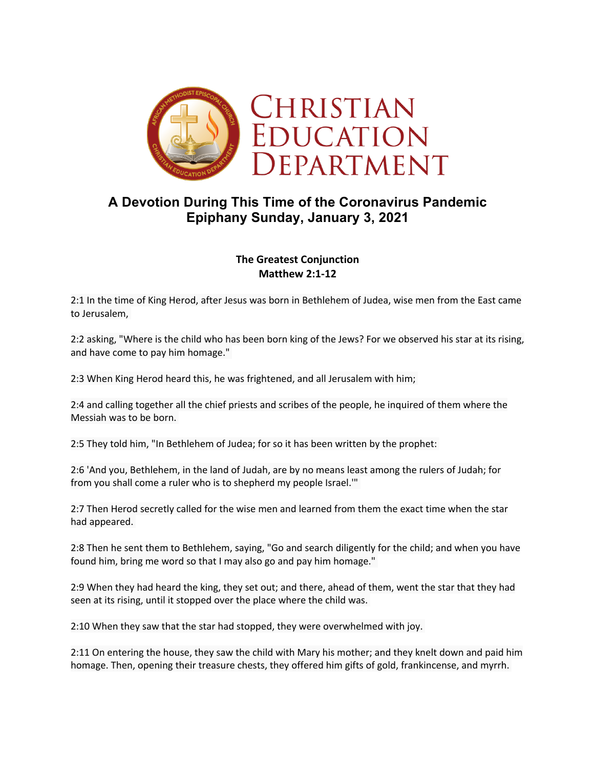# Christian Education Department

## A Devotion During This Time of the Coronavirus Pandemic
## Epiphany Sunday, January 3, 2021

**The Greatest Conjunction**
**Matthew 2:1-12**

2:1 In the time of King Herod, after Jesus was born in Bethlehem of Judea, wise men from the East came to Jerusalem,

2:2 asking, "Where is the child who has been born king of the Jews? For we observed his star at its rising, and have come to pay him homage."

2:3 When King Herod heard this, he was frightened, and all Jerusalem with him;

2:4 and calling together all the chief priests and scribes of the people, he inquired of them where the Messiah was to be born.

2:5 They told him, "In Bethlehem of Judea; for so it has been written by the prophet:

2:6 'And you, Bethlehem, in the land of Judah, are by no means least among the rulers of Judah; for from you shall come a ruler who is to shepherd my people Israel.'"

2:7 Then Herod secretly called for the wise men and learned from them the exact time when the star had appeared.

2:8 Then he sent them to Bethlehem, saying, "Go and search diligently for the child; and when you have found him, bring me word so that I may also go and pay him homage."

2:9 When they had heard the king, they set out; and there, ahead of them, went the star that they had seen at its rising, until it stopped over the place where the child was.

2:10 When they saw that the star had stopped, they were overwhelmed with joy.

2:11 On entering the house, they saw the child with Mary his mother; and they knelt down and paid him homage. Then, opening their treasure chests, they offered him gifts of gold, frankincense, and myrrh.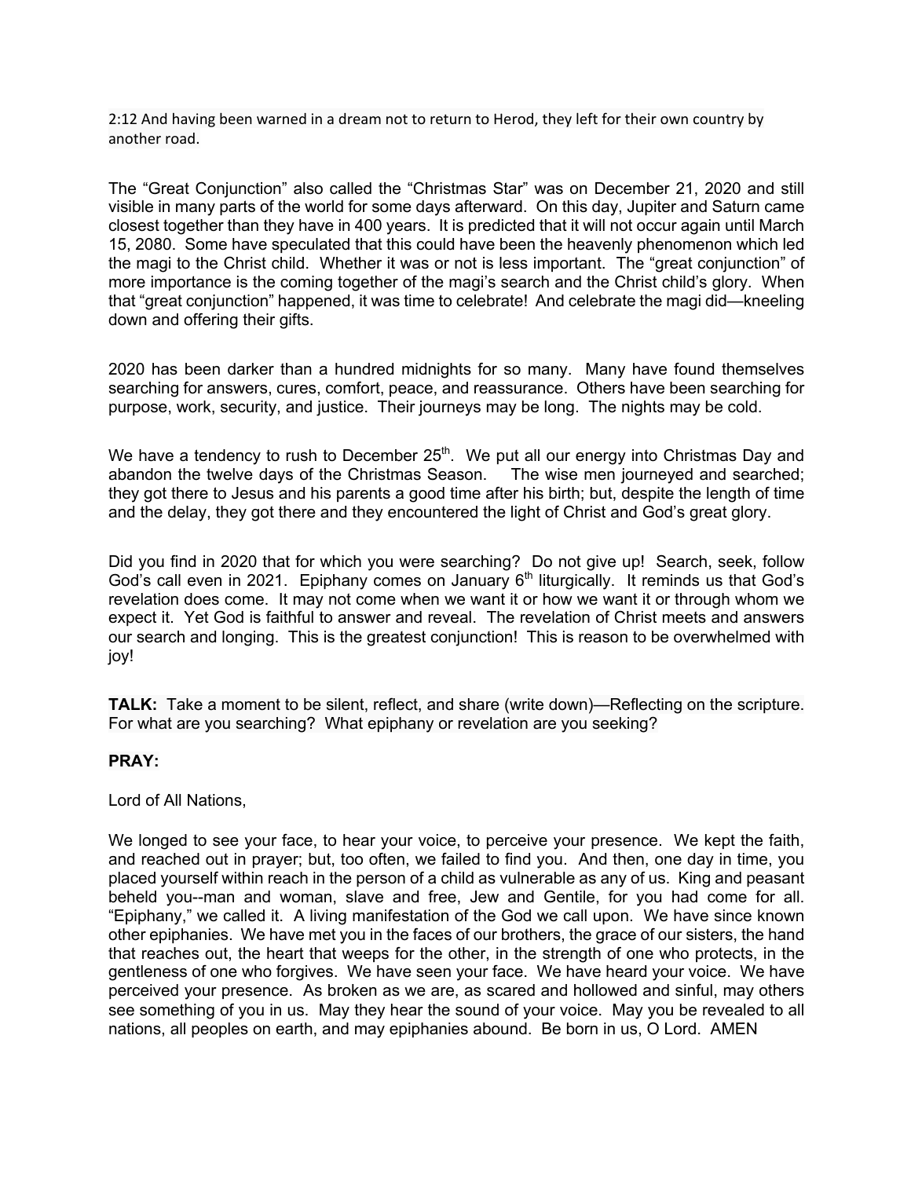2:12 And having been warned in a dream not to return to Herod, they left for their own country by another road.

The "Great Conjunction" also called the "Christmas Star" was on December 21, 2020 and still visible in many parts of the world for some days afterward. On this day, Jupiter and Saturn came closest together than they have in 400 years. It is predicted that it will not occur again until March 15, 2080. Some have speculated that this could have been the heavenly phenomenon which led the magi to the Christ child. Whether it was or not is less important. The "great conjunction" of more importance is the coming together of the magi's search and the Christ child's glory. When that "great conjunction" happened, it was time to celebrate! And celebrate the magi did—kneeling down and offering their gifts.

2020 has been darker than a hundred midnights for so many. Many have found themselves searching for answers, cures, comfort, peace, and reassurance. Others have been searching for purpose, work, security, and justice. Their journeys may be long. The nights may be cold.

We have a tendency to rush to December 25th. We put all our energy into Christmas Day and abandon the twelve days of the Christmas Season. The wise men journeyed and searched; they got there to Jesus and his parents a good time after his birth; but, despite the length of time and the delay, they got there and they encountered the light of Christ and God's great glory.

Did you find in 2020 that for which you were searching? Do not give up! Search, seek, follow God's call even in 2021. Epiphany comes on January 6th liturgically. It reminds us that God's revelation does come. It may not come when we want it or how we want it or through whom we expect it. Yet God is faithful to answer and reveal. The revelation of Christ meets and answers our search and longing. This is the greatest conjunction! This is reason to be overwhelmed with joy!

**TALK:** Take a moment to be silent, reflect, and share (write down)—Reflecting on the scripture. For what are you searching? What epiphany or revelation are you seeking?

**PRAY:**

Lord of All Nations,

We longed to see your face, to hear your voice, to perceive your presence. We kept the faith, and reached out in prayer; but, too often, we failed to find you. And then, one day in time, you placed yourself within reach in the person of a child as vulnerable as any of us. King and peasant beheld you--man and woman, slave and free, Jew and Gentile, for you had come for all. "Epiphany," we called it. A living manifestation of the God we call upon. We have since known other epiphanies. We have met you in the faces of our brothers, the grace of our sisters, the hand that reaches out, the heart that weeps for the other, in the strength of one who protects, in the gentleness of one who forgives. We have seen your face. We have heard your voice. We have perceived your presence. As broken as we are, as scared and hollowed and sinful, may others see something of you in us. May they hear the sound of your voice. May you be revealed to all nations, all peoples on earth, and may epiphanies abound. Be born in us, O Lord. AMEN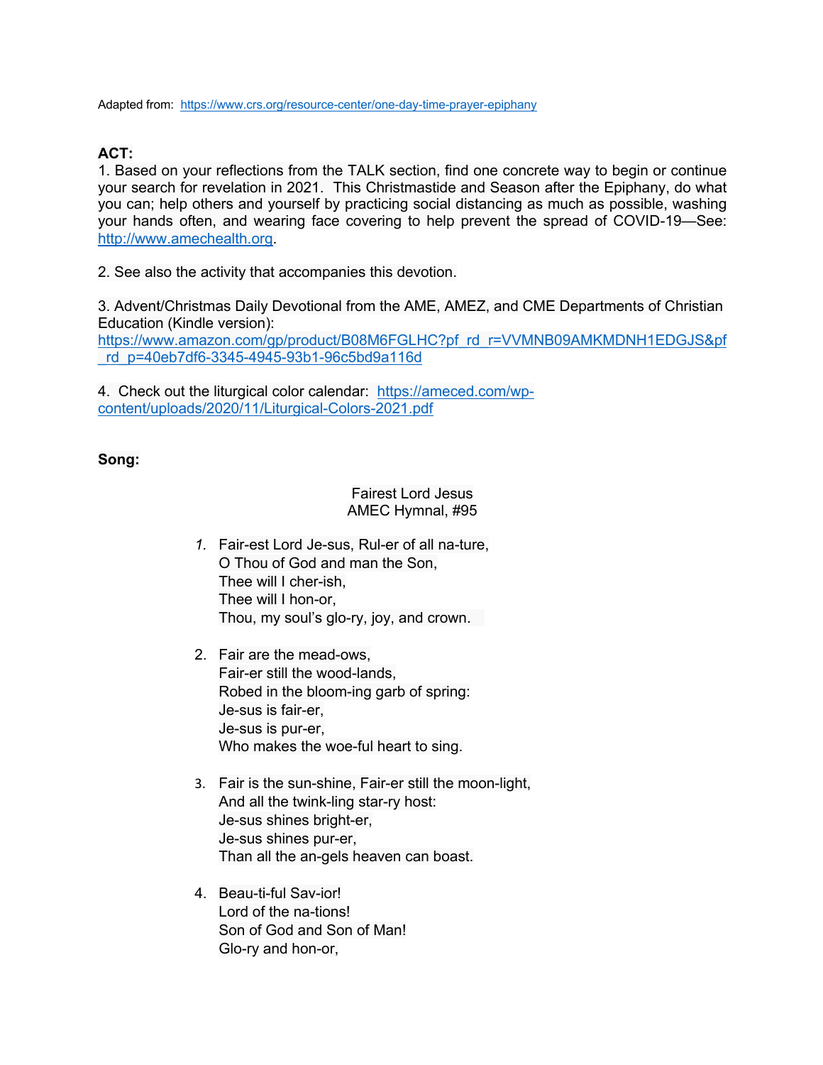Adapted from: https://www.crs.org/resource-center/one-day-time-prayer-epiphany

**ACT:**

1. Based on your reflections from the TALK section, find one concrete way to begin or continue your search for revelation in 2021. This Christmastide and Season after the Epiphany, do what you can; help others and yourself by practicing social distancing as much as possible, washing your hands often, and wearing face covering to help prevent the spread of COVID-19—See: http://www.amechealth.org.

2. See also the activity that accompanies this devotion.

3. Advent/Christmas Daily Devotional from the AME, AMEZ, and CME Departments of Christian Education (Kindle version): https://www.amazon.com/gp/product/B08M6FGLHC?pf_rd_r=VVMNB09AMKMDNH1EDGJS&pf_rd_p=40eb7df6-3345-4945-93b1-96c5bd9a116d

4. Check out the liturgical color calendar: https://ameced.com/wp-content/uploads/2020/11/Liturgical-Colors-2021.pdf

**Song:**

Fairest Lord Jesus
AMEC Hymnal, #95

1. Fair-est Lord Je-sus, Rul-er of all na-ture,
   O Thou of God and man the Son,
   Thee will I cher-ish,
   Thee will I hon-or,
   Thou, my soul's glo-ry, joy, and crown.

2. Fair are the mead-ows,
   Fair-er still the wood-lands,
   Robed in the bloom-ing garb of spring:
   Je-sus is fair-er,
   Je-sus is pur-er,
   Who makes the woe-ful heart to sing.

3. Fair is the sun-shine, Fair-er still the moon-light,
   And all the twink-ling star-ry host:
   Je-sus shines bright-er,
   Je-sus shines pur-er,
   Than all the an-gels heaven can boast.

4. Beau-ti-ful Sav-ior!
   Lord of the na-tions!
   Son of God and Son of Man!
   Glo-ry and hon-or,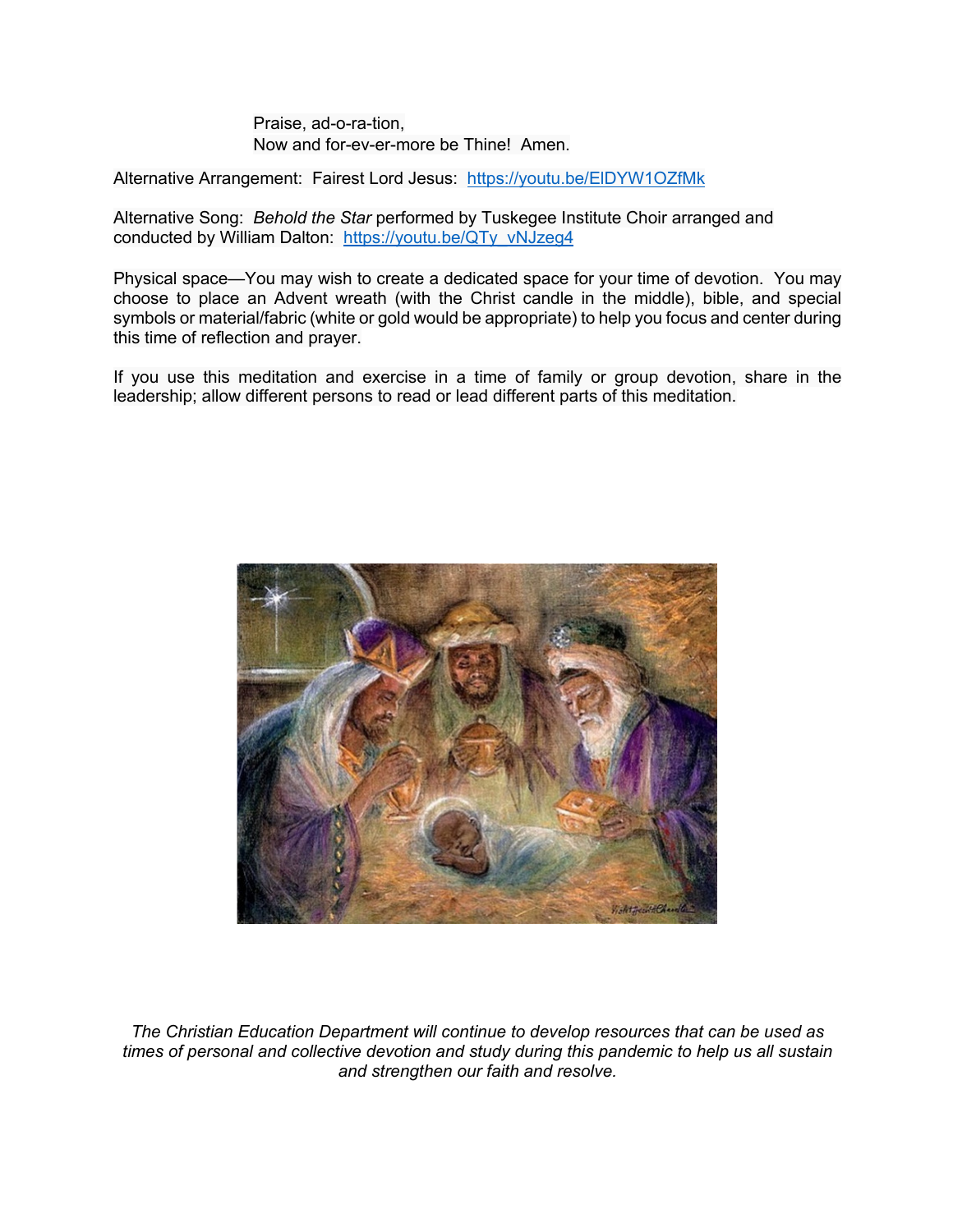Praise, ad-o-ra-tion,  
Now and for-ev-er-more be Thine! Amen.

Alternative Arrangement: Fairest Lord Jesus: https://youtu.be/ElDYW1OZfMk

Alternative Song: *Behold the Star* performed by Tuskegee Institute Choir arranged and conducted by William Dalton: https://youtu.be/QTy_vNJzeg4

Physical space—You may wish to create a dedicated space for your time of devotion. You may choose to place an Advent wreath (with the Christ candle in the middle), bible, and special symbols or material/fabric (white or gold would be appropriate) to help you focus and center during this time of reflection and prayer.

If you use this meditation and exercise in a time of family or group devotion, share in the leadership; allow different persons to read or lead different parts of this meditation.

*The Christian Education Department will continue to develop resources that can be used as times of personal and collective devotion and study during this pandemic to help us all sustain and strengthen our faith and resolve.*